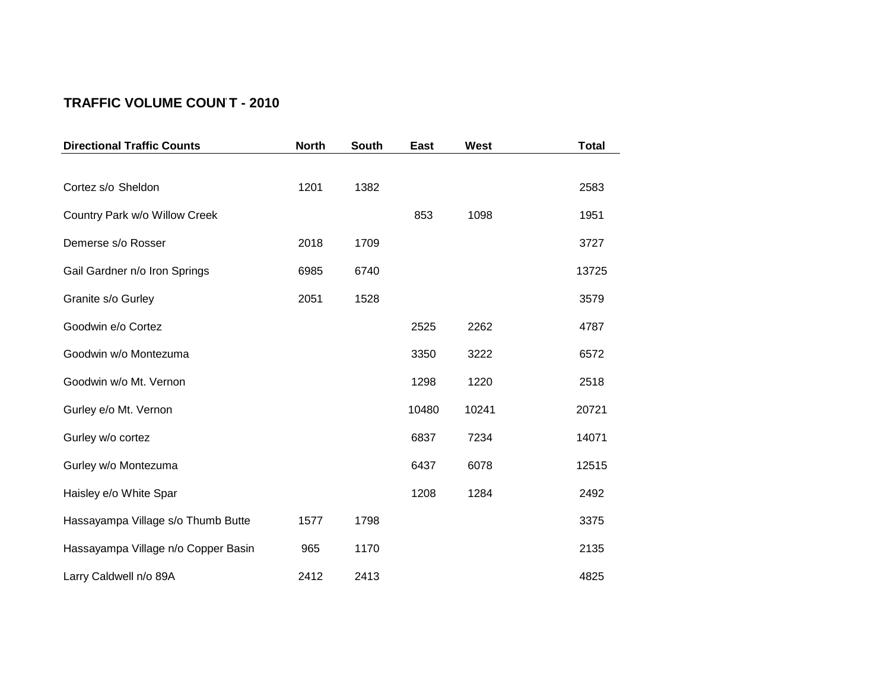**TRAFFIC VOLUME COUNT - 2010**

| Directional Traffic Counts | North | South | East | West | Total |
|---|---|---|---|---|---|
| Cortez s/o Sheldon | 1201 | 1382 | | | 2583 |
| Country Park w/o Willow Creek | | | 853 | 1098 | 1951 |
| Demerse s/o Rosser | 2018 | 1709 | | | 3727 |
| Gail Gardner n/o Iron Springs | 6985 | 6740 | | | 13725 |
| Granite s/o Gurley | 2051 | 1528 | | | 3579 |
| Goodwin e/o Cortez | | | 2525 | 2262 | 4787 |
| Goodwin w/o Montezuma | | | 3350 | 3222 | 6572 |
| Goodwin w/o Mt. Vernon | | | 1298 | 1220 | 2518 |
| Gurley e/o Mt. Vernon | | | 10480 | 10241 | 20721 |
| Gurley w/o cortez | | | 6837 | 7234 | 14071 |
| Gurley w/o Montezuma | | | 6437 | 6078 | 12515 |
| Haisley e/o White Spar | | | 1208 | 1284 | 2492 |
| Hassayampa Village s/o Thumb Butte | 1577 | 1798 | | | 3375 |
| Hassayampa Village n/o Copper Basin | 965 | 1170 | | | 2135 |
| Larry Caldwell n/o 89A | 2412 | 2413 | | | 4825 |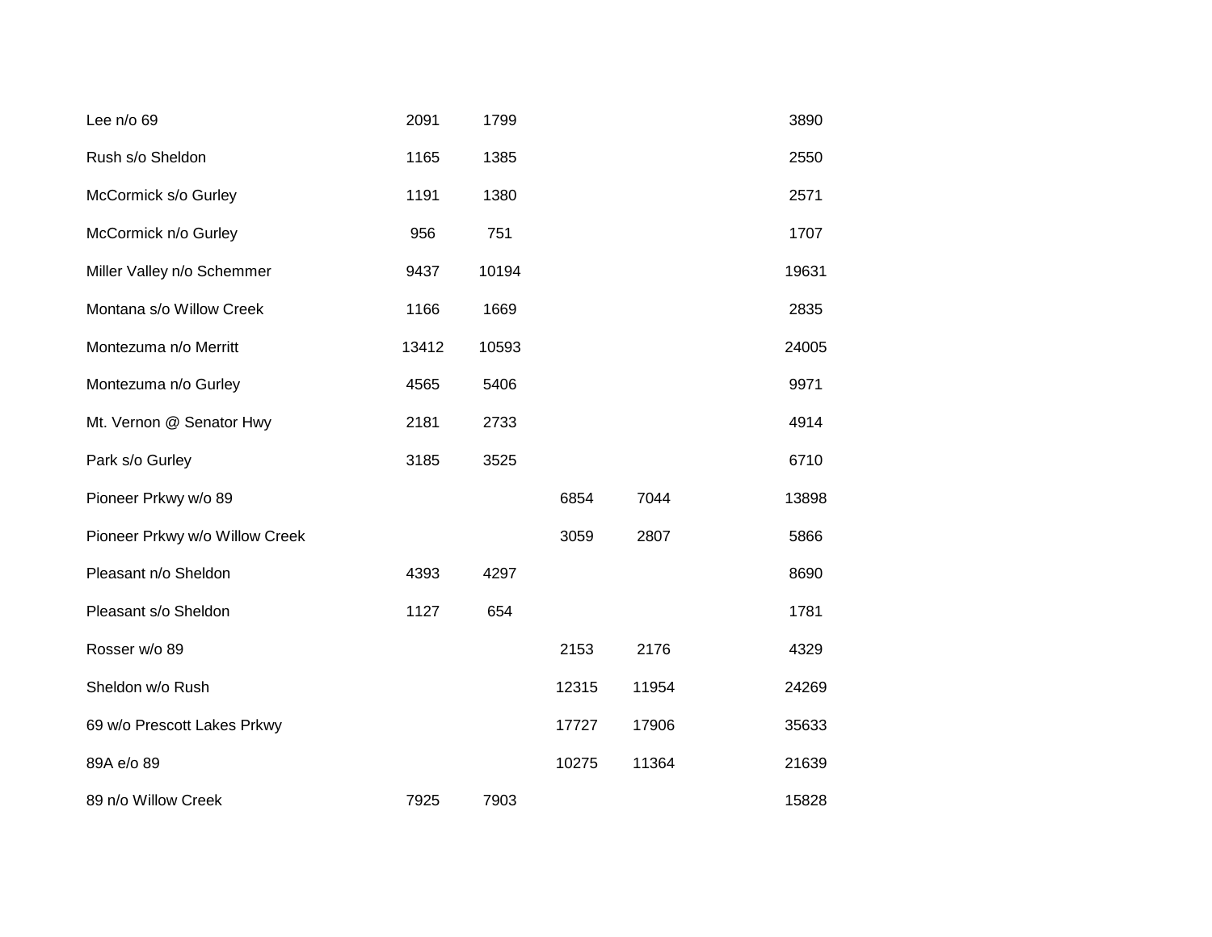| | | | | | |
|---|---|---|---|---|---|
| Lee n/o 69 | 2091 | 1799 | | | 3890 |
| Rush s/o Sheldon | 1165 | 1385 | | | 2550 |
| McCormick s/o Gurley | 1191 | 1380 | | | 2571 |
| McCormick n/o Gurley | 956 | 751 | | | 1707 |
| Miller Valley n/o Schemmer | 9437 | 10194 | | | 19631 |
| Montana s/o Willow Creek | 1166 | 1669 | | | 2835 |
| Montezuma n/o Merritt | 13412 | 10593 | | | 24005 |
| Montezuma n/o Gurley | 4565 | 5406 | | | 9971 |
| Mt. Vernon @ Senator Hwy | 2181 | 2733 | | | 4914 |
| Park s/o Gurley | 3185 | 3525 | | | 6710 |
| Pioneer Prkwy w/o 89 | | | 6854 | 7044 | 13898 |
| Pioneer Prkwy w/o Willow Creek | | | 3059 | 2807 | 5866 |
| Pleasant n/o Sheldon | 4393 | 4297 | | | 8690 |
| Pleasant s/o Sheldon | 1127 | 654 | | | 1781 |
| Rosser w/o 89 | | | 2153 | 2176 | 4329 |
| Sheldon w/o Rush | | | 12315 | 11954 | 24269 |
| 69 w/o Prescott Lakes Prkwy | | | 17727 | 17906 | 35633 |
| 89A e/o 89 | | | 10275 | 11364 | 21639 |
| 89 n/o Willow Creek | 7925 | 7903 | | | 15828 |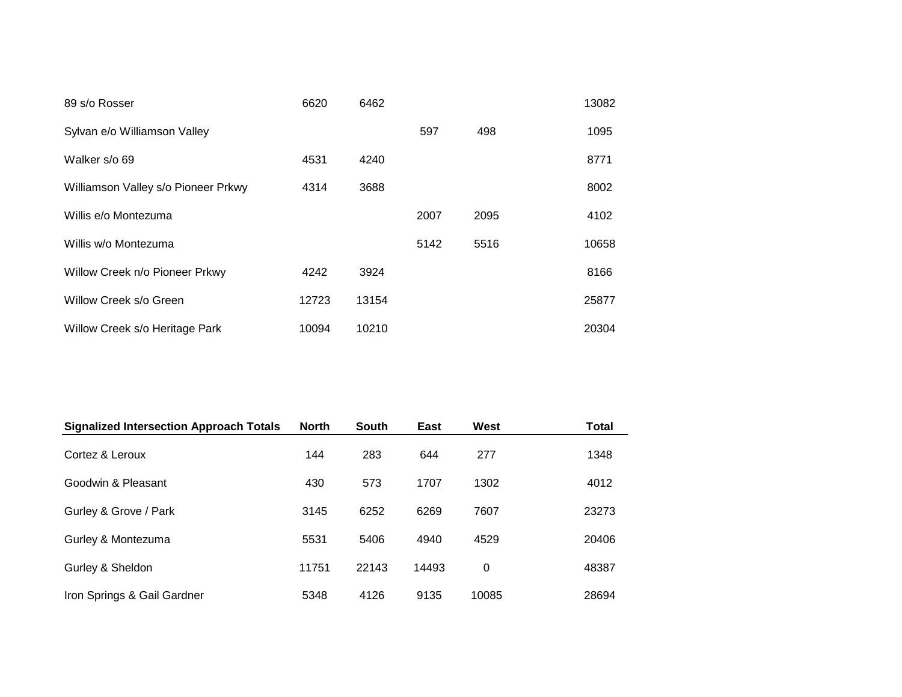| | | | | | |
|---|---|---|---|---|---|
| 89 s/o Rosser | 6620 | 6462 | | | 13082 |
| Sylvan e/o Williamson Valley | | | 597 | 498 | 1095 |
| Walker s/o 69 | 4531 | 4240 | | | 8771 |
| Williamson Valley s/o Pioneer Prkwy | 4314 | 3688 | | | 8002 |
| Willis e/o Montezuma | | | 2007 | 2095 | 4102 |
| Willis w/o Montezuma | | | 5142 | 5516 | 10658 |
| Willow Creek n/o Pioneer Prkwy | 4242 | 3924 | | | 8166 |
| Willow Creek s/o Green | 12723 | 13154 | | | 25877 |
| Willow Creek s/o Heritage Park | 10094 | 10210 | | | 20304 |

| Signalized Intersection Approach Totals | North | South | East | West | Total |
|---|---|---|---|---|---|
| Cortez & Leroux | 144 | 283 | 644 | 277 | 1348 |
| Goodwin & Pleasant | 430 | 573 | 1707 | 1302 | 4012 |
| Gurley & Grove / Park | 3145 | 6252 | 6269 | 7607 | 23273 |
| Gurley & Montezuma | 5531 | 5406 | 4940 | 4529 | 20406 |
| Gurley & Sheldon | 11751 | 22143 | 14493 | 0 | 48387 |
| Iron Springs & Gail Gardner | 5348 | 4126 | 9135 | 10085 | 28694 |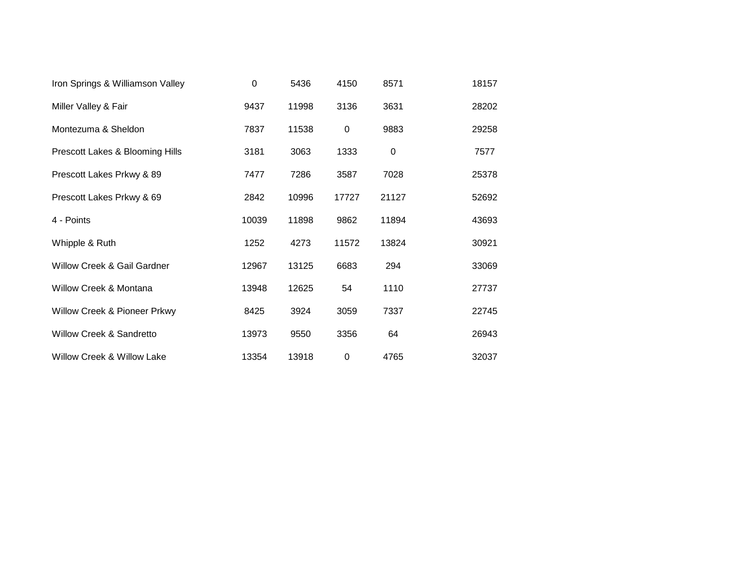| | | | | | |
|---|---|---|---|---|---|
| Iron Springs & Williamson Valley | 0 | 5436 | 4150 | 8571 | 18157 |
| Miller Valley & Fair | 9437 | 11998 | 3136 | 3631 | 28202 |
| Montezuma & Sheldon | 7837 | 11538 | 0 | 9883 | 29258 |
| Prescott Lakes & Blooming Hills | 3181 | 3063 | 1333 | 0 | 7577 |
| Prescott Lakes Prkwy & 89 | 7477 | 7286 | 3587 | 7028 | 25378 |
| Prescott Lakes Prkwy & 69 | 2842 | 10996 | 17727 | 21127 | 52692 |
| 4 - Points | 10039 | 11898 | 9862 | 11894 | 43693 |
| Whipple & Ruth | 1252 | 4273 | 11572 | 13824 | 30921 |
| Willow Creek & Gail Gardner | 12967 | 13125 | 6683 | 294 | 33069 |
| Willow Creek & Montana | 13948 | 12625 | 54 | 1110 | 27737 |
| Willow Creek & Pioneer Prkwy | 8425 | 3924 | 3059 | 7337 | 22745 |
| Willow Creek & Sandretto | 13973 | 9550 | 3356 | 64 | 26943 |
| Willow Creek & Willow Lake | 13354 | 13918 | 0 | 4765 | 32037 |